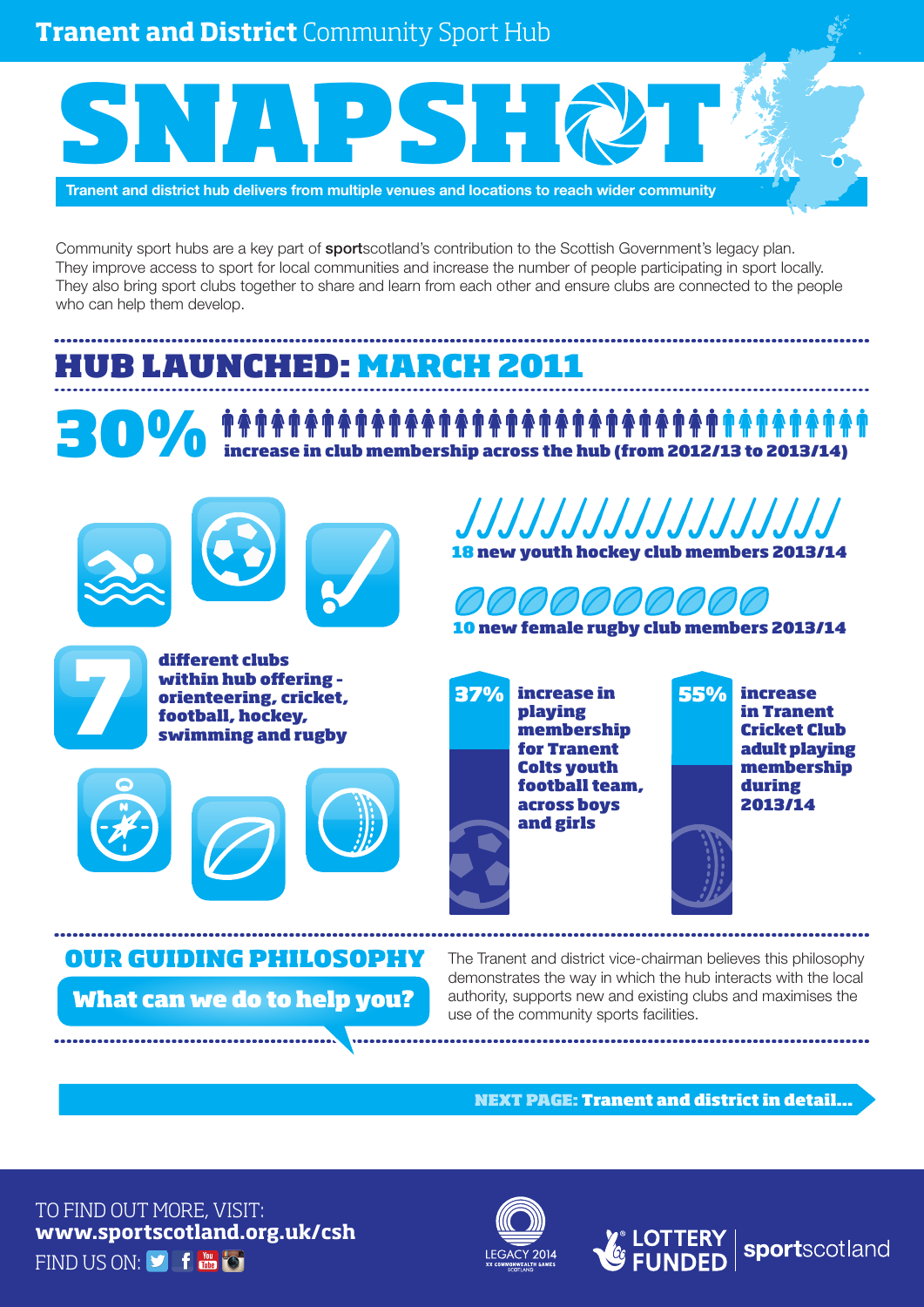**Tranent and District** Community Sport Hub

# SNAPSHOT

**Tranent and district hub delivers from multiple venues and locations to reach wider community**

Community sport hubs are a key part of **sport**scotland's contribution to the Scottish Government's legacy plan. They improve access to sport for local communities and increase the number of people participating in sport locally. They also bring sport clubs together to share and learn from each other and ensure clubs are connected to the people who can help them develop.

## HUB LAUNCHED: MARCH 2011

**30%** increase in club membership across the hub (from 2012/13 to 2013/14)

**18** new youth hockey club members 2013/14

**10** new female rugby club members 2013/14

**7** different clubs within hub offering - orienteering, cricket, football, hockey, swimming and rugby

**37%** increase in playing membership for Tranent Colts youth football team, across boys and girls

**55%** increase in Tranent Cricket Club adult playing membership during 2013/14

## OUR GUIDING PHILOSOPHY

**What can we do to help you?**

The Tranent and district vice-chairman believes this philosophy demonstrates the way in which the hub interacts with the local authority, supports new and existing clubs and maximises the use of the community sports facilities.

**NEXT PAGE: Tranent and district in detail...**

TO FIND OUT MORE, VISIT:
**www.sportscotland.org.uk/csh**

FIND US ON:

LEGACY 2014 XX COMMONWEALTH GAMES SCOTLAND

LOTTERY FUNDED

**sport**scotland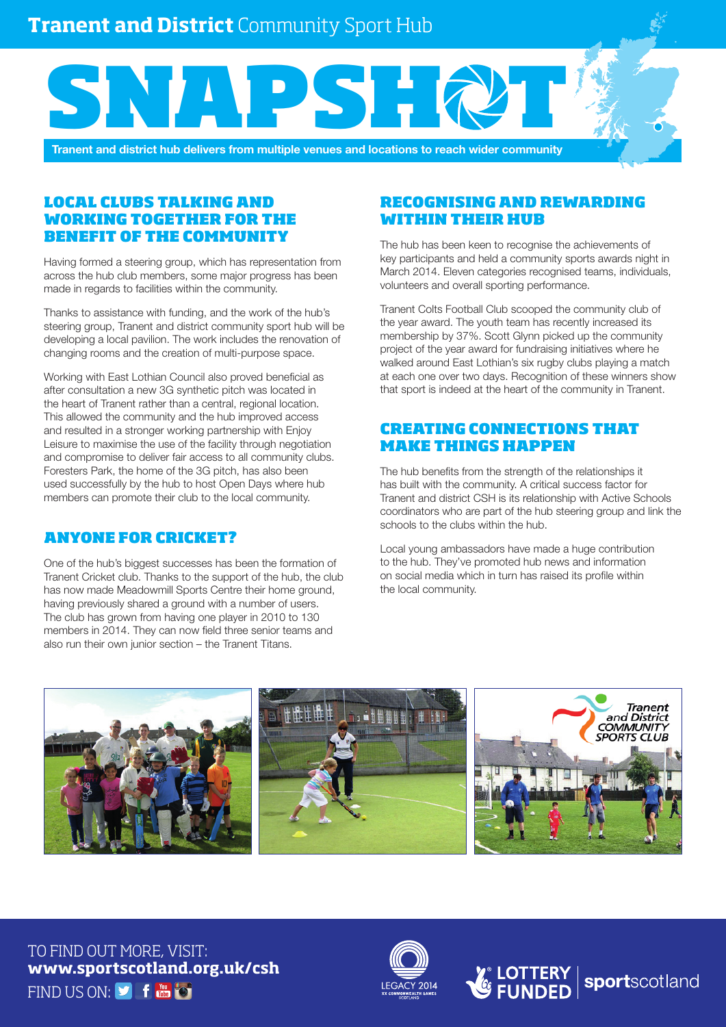**Tranent and District** Community Sport Hub

# SNAPSHOT

**Tranent and district hub delivers from multiple venues and locations to reach wider community**

## LOCAL CLUBS TALKING AND WORKING TOGETHER FOR THE BENEFIT OF THE COMMUNITY

Having formed a steering group, which has representation from across the hub club members, some major progress has been made in regards to facilities within the community.

Thanks to assistance with funding, and the work of the hub's steering group, Tranent and district community sport hub will be developing a local pavilion. The work includes the renovation of changing rooms and the creation of multi-purpose space.

Working with East Lothian Council also proved beneficial as after consultation a new 3G synthetic pitch was located in the heart of Tranent rather than a central, regional location. This allowed the community and the hub improved access and resulted in a stronger working partnership with Enjoy Leisure to maximise the use of the facility through negotiation and compromise to deliver fair access to all community clubs. Foresters Park, the home of the 3G pitch, has also been used successfully by the hub to host Open Days where hub members can promote their club to the local community.

## ANYONE FOR CRICKET?

One of the hub's biggest successes has been the formation of Tranent Cricket club. Thanks to the support of the hub, the club has now made Meadowmill Sports Centre their home ground, having previously shared a ground with a number of users. The club has grown from having one player in 2010 to 130 members in 2014. They can now field three senior teams and also run their own junior section – the Tranent Titans.

## RECOGNISING AND REWARDING WITHIN THEIR HUB

The hub has been keen to recognise the achievements of key participants and held a community sports awards night in March 2014. Eleven categories recognised teams, individuals, volunteers and overall sporting performance.

Tranent Colts Football Club scooped the community club of the year award. The youth team has recently increased its membership by 37%. Scott Glynn picked up the community project of the year award for fundraising initiatives where he walked around East Lothian's six rugby clubs playing a match at each one over two days. Recognition of these winners show that sport is indeed at the heart of the community in Tranent.

## CREATING CONNECTIONS THAT MAKE THINGS HAPPEN

The hub benefits from the strength of the relationships it has built with the community. A critical success factor for Tranent and district CSH is its relationship with Active Schools coordinators who are part of the hub steering group and link the schools to the clubs within the hub.

Local young ambassadors have made a huge contribution to the hub. They've promoted hub news and information on social media which in turn has raised its profile within the local community.

TO FIND OUT MORE, VISIT:
**www.sportscotland.org.uk/csh**
FIND US ON:

LEGACY 2014 XX COMMONWEALTH GAMES SCOTLAND

LOTTERY FUNDED | sportscotland